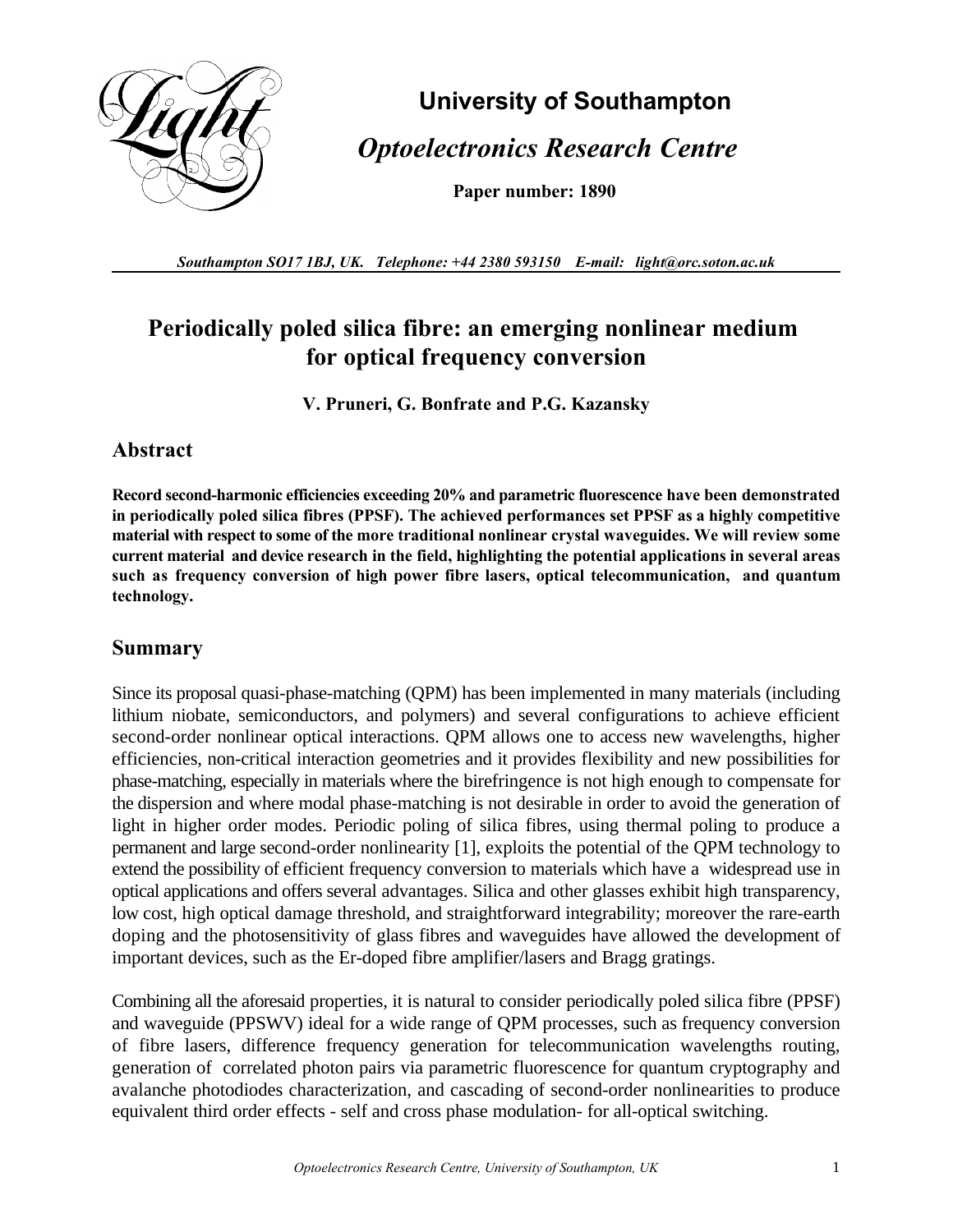**University of Southampton**

*Optoelectronics Research Centre*

**Paper number: 1890**

*Southampton SO17 1BJ, UK. Telephone: +44 2380 593150 E-mail: light@orc.soton.ac.uk*

# Periodically poled silica fibre: an emerging nonlinear medium for optical frequency conversion

**V. Pruneri, G. Bonfrate and P.G. Kazansky**

## Abstract

**Record second-harmonic efficiencies exceeding 20% and parametric fluorescence have been demonstrated in periodically poled silica fibres (PPSF). The achieved performances set PPSF as a highly competitive material with respect to some of the more traditional nonlinear crystal waveguides. We will review some current material and device research in the field, highlighting the potential applications in several areas such as frequency conversion of high power fibre lasers, optical telecommunication, and quantum technology.**

## Summary

Since its proposal quasi-phase-matching (QPM) has been implemented in many materials (including lithium niobate, semiconductors, and polymers) and several configurations to achieve efficient second-order nonlinear optical interactions. QPM allows one to access new wavelengths, higher efficiencies, non-critical interaction geometries and it provides flexibility and new possibilities for phase-matching, especially in materials where the birefringence is not high enough to compensate for the dispersion and where modal phase-matching is not desirable in order to avoid the generation of light in higher order modes. Periodic poling of silica fibres, using thermal poling to produce a permanent and large second-order nonlinearity [1], exploits the potential of the QPM technology to extend the possibility of efficient frequency conversion to materials which have a widespread use in optical applications and offers several advantages. Silica and other glasses exhibit high transparency, low cost, high optical damage threshold, and straightforward integrability; moreover the rare-earth doping and the photosensitivity of glass fibres and waveguides have allowed the development of important devices, such as the Er-doped fibre amplifier/lasers and Bragg gratings.

Combining all the aforesaid properties, it is natural to consider periodically poled silica fibre (PPSF) and waveguide (PPSWV) ideal for a wide range of QPM processes, such as frequency conversion of fibre lasers, difference frequency generation for telecommunication wavelengths routing, generation of correlated photon pairs via parametric fluorescence for quantum cryptography and avalanche photodiodes characterization, and cascading of second-order nonlinearities to produce equivalent third order effects - self and cross phase modulation- for all-optical switching.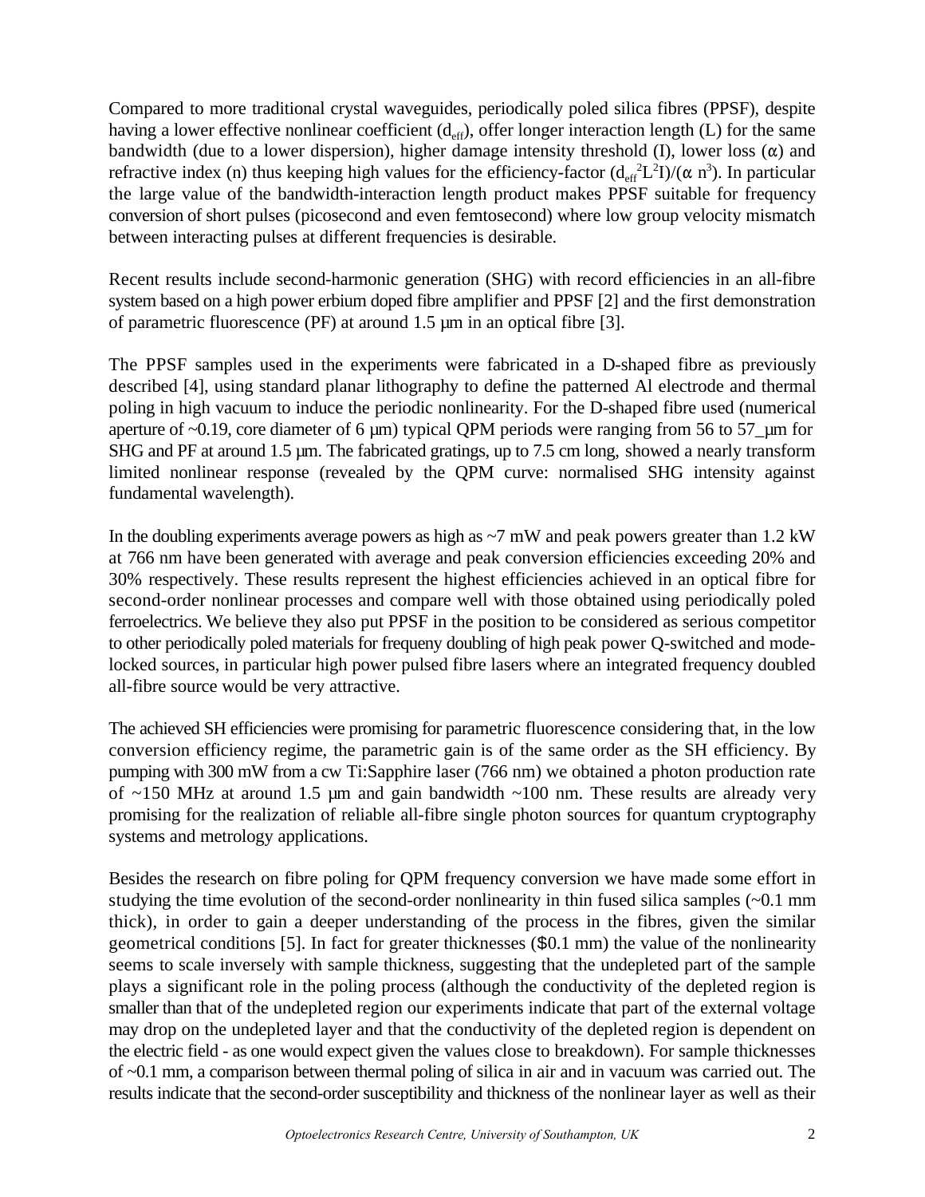Compared to more traditional crystal waveguides, periodically poled silica fibres (PPSF), despite having a lower effective nonlinear coefficient ($d_{eff}$), offer longer interaction length (L) for the same bandwidth (due to a lower dispersion), higher damage intensity threshold (I), lower loss ($\alpha$) and refractive index (n) thus keeping high values for the efficiency-factor ($d_{eff}^2 L^2 I)/(\alpha\ n^3$). In particular the large value of the bandwidth-interaction length product makes PPSF suitable for frequency conversion of short pulses (picosecond and even femtosecond) where low group velocity mismatch between interacting pulses at different frequencies is desirable.

Recent results include second-harmonic generation (SHG) with record efficiencies in an all-fibre system based on a high power erbium doped fibre amplifier and PPSF [2] and the first demonstration of parametric fluorescence (PF) at around 1.5 μm in an optical fibre [3].

The PPSF samples used in the experiments were fabricated in a D-shaped fibre as previously described [4], using standard planar lithography to define the patterned Al electrode and thermal poling in high vacuum to induce the periodic nonlinearity. For the D-shaped fibre used (numerical aperture of ~0.19, core diameter of 6 μm) typical QPM periods were ranging from 56 to 57_μm for SHG and PF at around 1.5 μm. The fabricated gratings, up to 7.5 cm long, showed a nearly transform limited nonlinear response (revealed by the QPM curve: normalised SHG intensity against fundamental wavelength).

In the doubling experiments average powers as high as ~7 mW and peak powers greater than 1.2 kW at 766 nm have been generated with average and peak conversion efficiencies exceeding 20% and 30% respectively. These results represent the highest efficiencies achieved in an optical fibre for second-order nonlinear processes and compare well with those obtained using periodically poled ferroelectrics. We believe they also put PPSF in the position to be considered as serious competitor to other periodically poled materials for frequeny doubling of high peak power Q-switched and mode-locked sources, in particular high power pulsed fibre lasers where an integrated frequency doubled all-fibre source would be very attractive.

The achieved SH efficiencies were promising for parametric fluorescence considering that, in the low conversion efficiency regime, the parametric gain is of the same order as the SH efficiency. By pumping with 300 mW from a cw Ti:Sapphire laser (766 nm) we obtained a photon production rate of ~150 MHz at around 1.5 μm and gain bandwidth ~100 nm. These results are already very promising for the realization of reliable all-fibre single photon sources for quantum cryptography systems and metrology applications.

Besides the research on fibre poling for QPM frequency conversion we have made some effort in studying the time evolution of the second-order nonlinearity in thin fused silica samples (~0.1 mm thick), in order to gain a deeper understanding of the process in the fibres, given the similar geometrical conditions [5]. In fact for greater thicknesses ($0.1 mm) the value of the nonlinearity seems to scale inversely with sample thickness, suggesting that the undepleted part of the sample plays a significant role in the poling process (although the conductivity of the depleted region is smaller than that of the undepleted region our experiments indicate that part of the external voltage may drop on the undepleted layer and that the conductivity of the depleted region is dependent on the electric field - as one would expect given the values close to breakdown). For sample thicknesses of ~0.1 mm, a comparison between thermal poling of silica in air and in vacuum was carried out. The results indicate that the second-order susceptibility and thickness of the nonlinear layer as well as their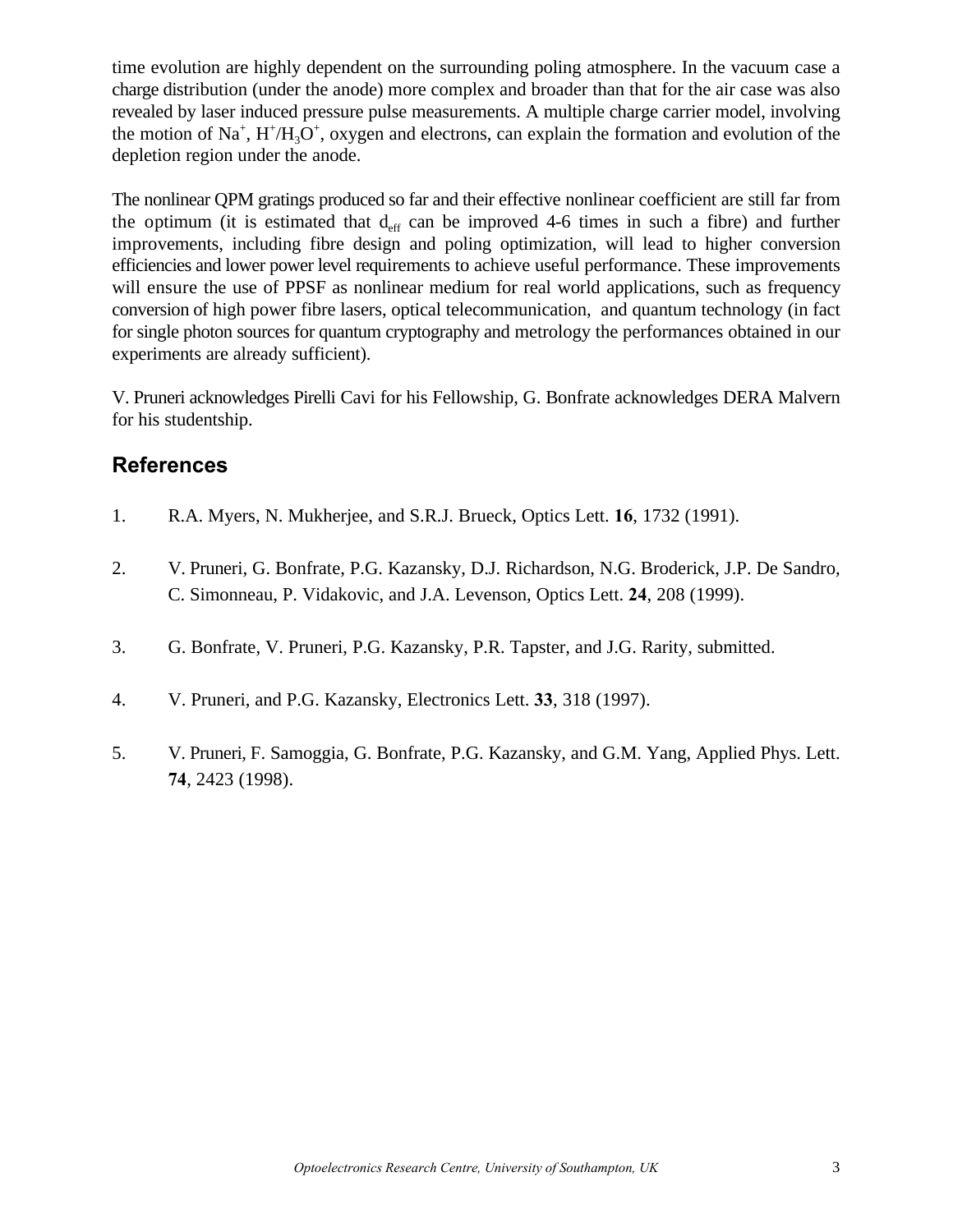time evolution are highly dependent on the surrounding poling atmosphere. In the vacuum case a charge distribution (under the anode) more complex and broader than that for the air case was also revealed by laser induced pressure pulse measurements. A multiple charge carrier model, involving the motion of $Na^+$, $H^+/H_3O^+$, oxygen and electrons, can explain the formation and evolution of the depletion region under the anode.

The nonlinear QPM gratings produced so far and their effective nonlinear coefficient are still far from the optimum (it is estimated that $d_{eff}$ can be improved 4-6 times in such a fibre) and further improvements, including fibre design and poling optimization, will lead to higher conversion efficiencies and lower power level requirements to achieve useful performance. These improvements will ensure the use of PPSF as nonlinear medium for real world applications, such as frequency conversion of high power fibre lasers, optical telecommunication, and quantum technology (in fact for single photon sources for quantum cryptography and metrology the performances obtained in our experiments are already sufficient).

V. Pruneri acknowledges Pirelli Cavi for his Fellowship, G. Bonfrate acknowledges DERA Malvern for his studentship.

## References

1. R.A. Myers, N. Mukherjee, and S.R.J. Brueck, Optics Lett. **16**, 1732 (1991).

2. V. Pruneri, G. Bonfrate, P.G. Kazansky, D.J. Richardson, N.G. Broderick, J.P. De Sandro, C. Simonneau, P. Vidakovic, and J.A. Levenson, Optics Lett. **24**, 208 (1999).

3. G. Bonfrate, V. Pruneri, P.G. Kazansky, P.R. Tapster, and J.G. Rarity, submitted.

4. V. Pruneri, and P.G. Kazansky, Electronics Lett. **33**, 318 (1997).

5. V. Pruneri, F. Samoggia, G. Bonfrate, P.G. Kazansky, and G.M. Yang, Applied Phys. Lett. **74**, 2423 (1998).